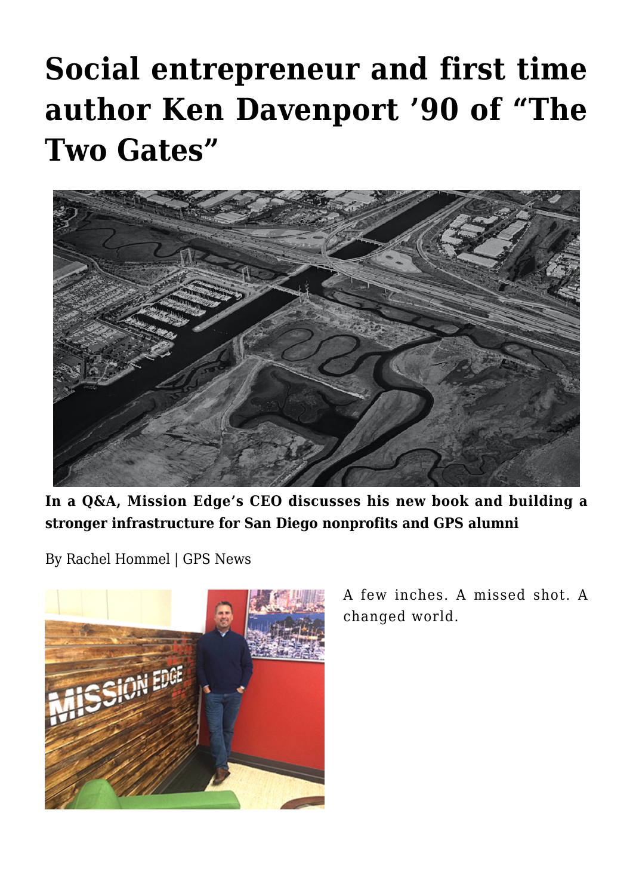# Social entrepreneur and first time author Ken Davenport ’90 of “The Two Gates”

**In a Q&A, Mission Edge’s CEO discusses his new book and building a stronger infrastructure for San Diego nonprofits and GPS alumni**

By Rachel Hommel | GPS News

A few inches. A missed shot. A changed world.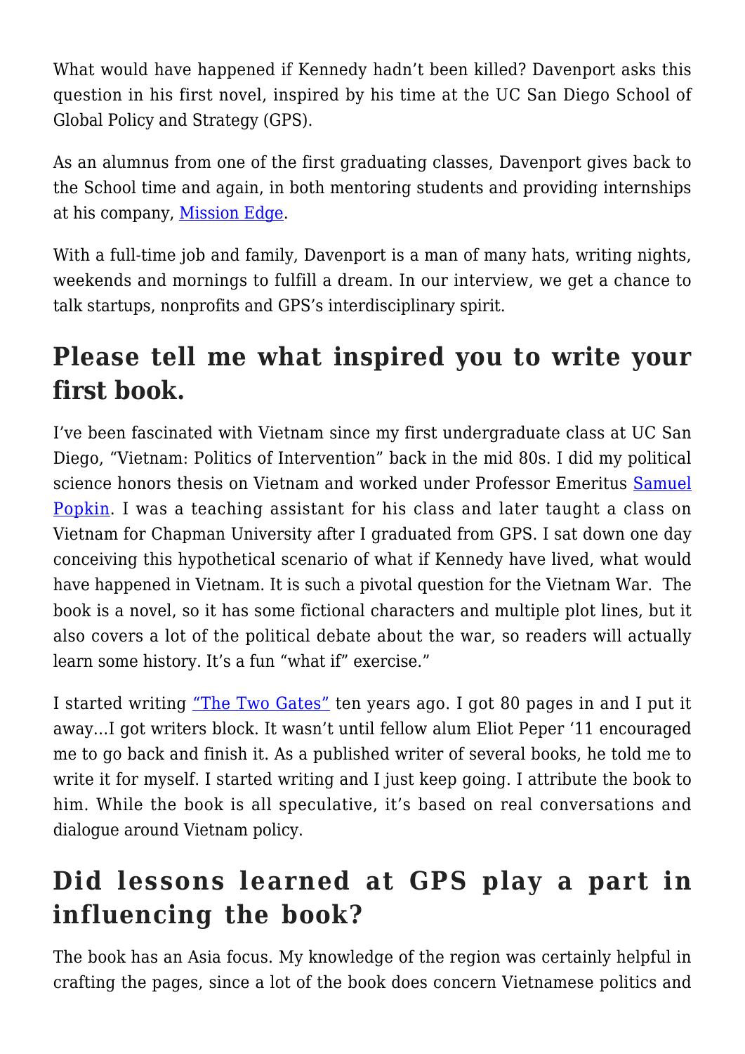What would have happened if Kennedy hadn't been killed? Davenport asks this question in his first novel, inspired by his time at the UC San Diego School of Global Policy and Strategy (GPS).

As an alumnus from one of the first graduating classes, Davenport gives back to the School time and again, in both mentoring students and providing internships at his company, Mission Edge.

With a full-time job and family, Davenport is a man of many hats, writing nights, weekends and mornings to fulfill a dream. In our interview, we get a chance to talk startups, nonprofits and GPS's interdisciplinary spirit.

## Please tell me what inspired you to write your first book.

I've been fascinated with Vietnam since my first undergraduate class at UC San Diego, "Vietnam: Politics of Intervention" back in the mid 80s. I did my political science honors thesis on Vietnam and worked under Professor Emeritus Samuel Popkin. I was a teaching assistant for his class and later taught a class on Vietnam for Chapman University after I graduated from GPS. I sat down one day conceiving this hypothetical scenario of what if Kennedy have lived, what would have happened in Vietnam. It is such a pivotal question for the Vietnam War. The book is a novel, so it has some fictional characters and multiple plot lines, but it also covers a lot of the political debate about the war, so readers will actually learn some history. It's a fun "what if" exercise."

I started writing "The Two Gates" ten years ago. I got 80 pages in and I put it away…I got writers block. It wasn't until fellow alum Eliot Peper '11 encouraged me to go back and finish it. As a published writer of several books, he told me to write it for myself. I started writing and I just keep going. I attribute the book to him. While the book is all speculative, it's based on real conversations and dialogue around Vietnam policy.

## Did lessons learned at GPS play a part in influencing the book?

The book has an Asia focus. My knowledge of the region was certainly helpful in crafting the pages, since a lot of the book does concern Vietnamese politics and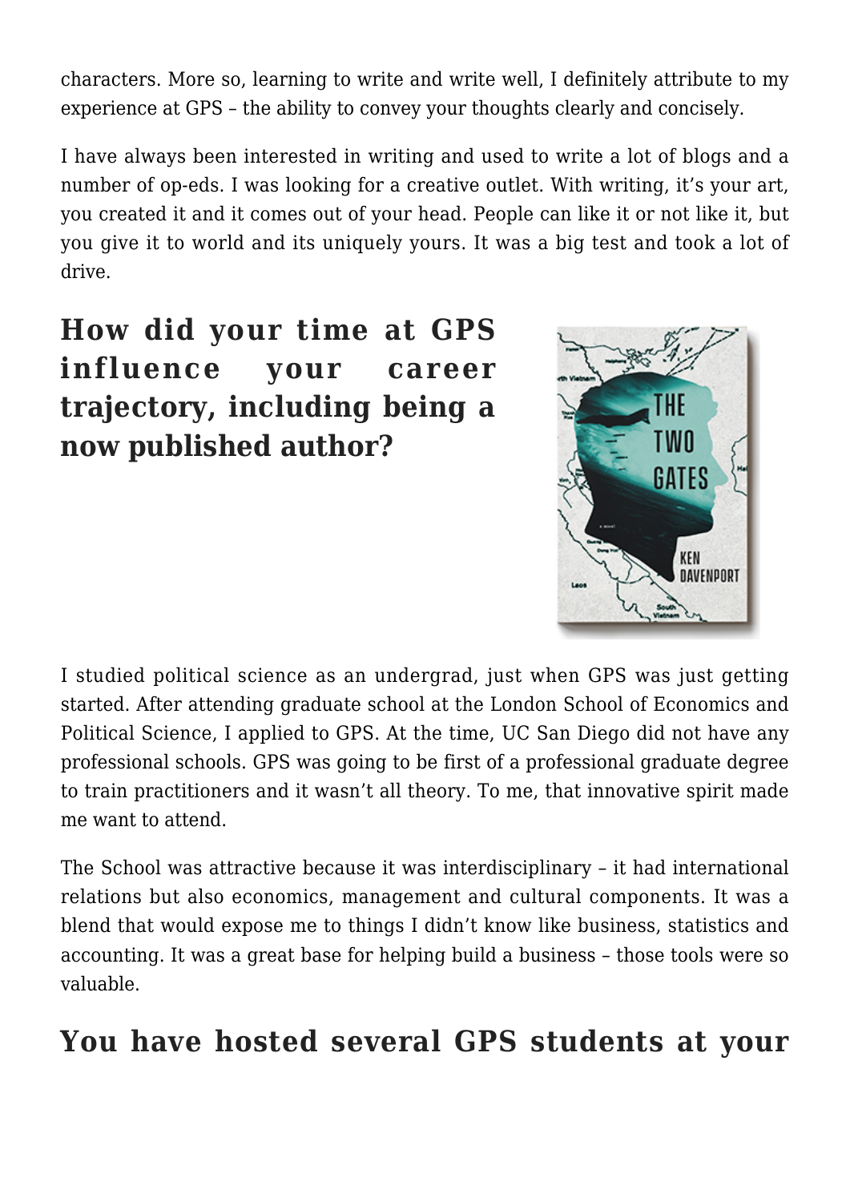characters. More so, learning to write and write well, I definitely attribute to my experience at GPS – the ability to convey your thoughts clearly and concisely.

I have always been interested in writing and used to write a lot of blogs and a number of op-eds. I was looking for a creative outlet. With writing, it's your art, you created it and it comes out of your head. People can like it or not like it, but you give it to world and its uniquely yours. It was a big test and took a lot of drive.

## How did your time at GPS influence your career trajectory, including being a now published author?

I studied political science as an undergrad, just when GPS was just getting started. After attending graduate school at the London School of Economics and Political Science, I applied to GPS. At the time, UC San Diego did not have any professional schools. GPS was going to be first of a professional graduate degree to train practitioners and it wasn't all theory. To me, that innovative spirit made me want to attend.

The School was attractive because it was interdisciplinary – it had international relations but also economics, management and cultural components. It was a blend that would expose me to things I didn't know like business, statistics and accounting. It was a great base for helping build a business – those tools were so valuable.

## You have hosted several GPS students at your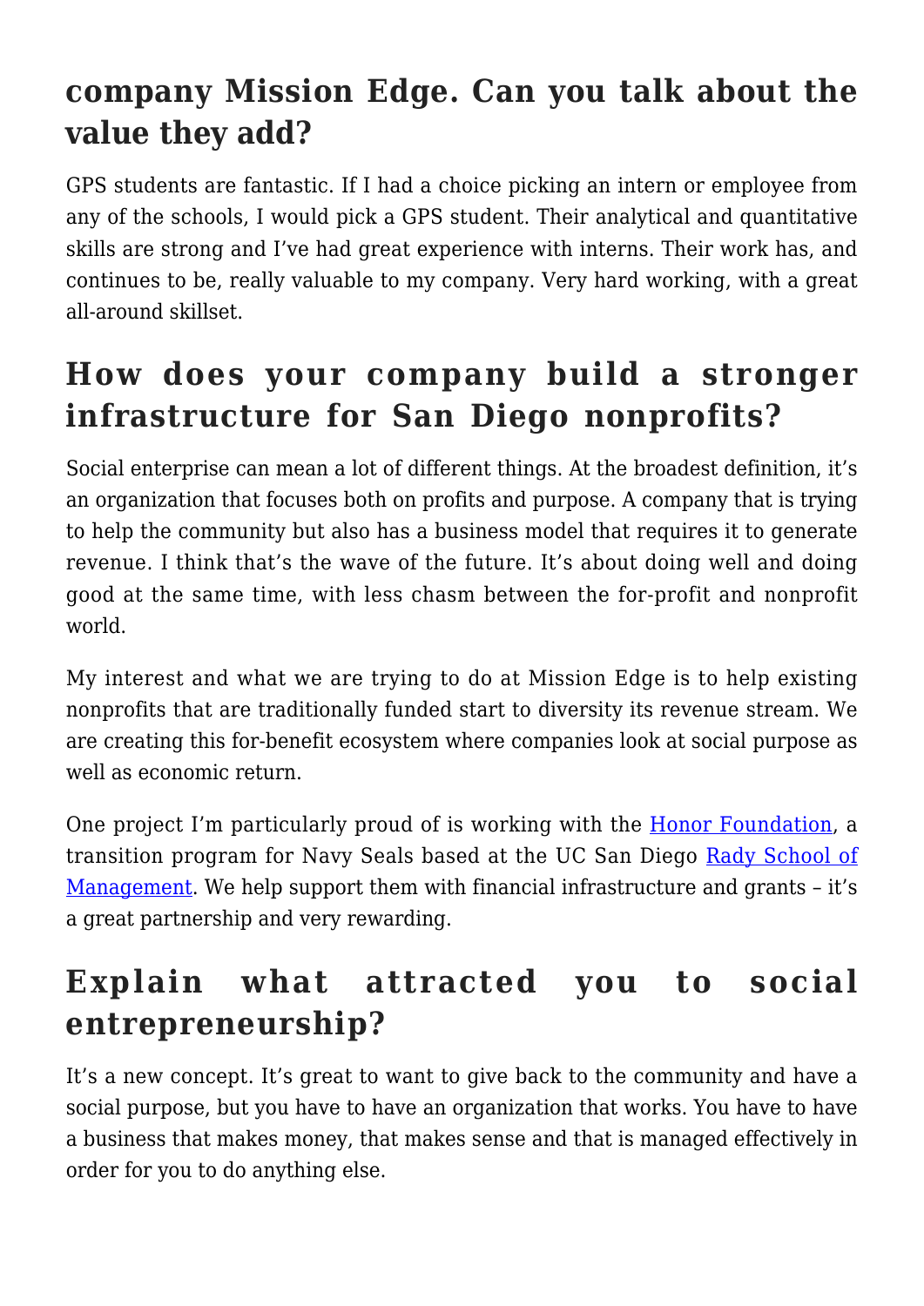## company Mission Edge. Can you talk about the value they add?

GPS students are fantastic. If I had a choice picking an intern or employee from any of the schools, I would pick a GPS student. Their analytical and quantitative skills are strong and I've had great experience with interns. Their work has, and continues to be, really valuable to my company. Very hard working, with a great all-around skillset.

## How does your company build a stronger infrastructure for San Diego nonprofits?

Social enterprise can mean a lot of different things. At the broadest definition, it's an organization that focuses both on profits and purpose. A company that is trying to help the community but also has a business model that requires it to generate revenue. I think that's the wave of the future. It's about doing well and doing good at the same time, with less chasm between the for-profit and nonprofit world.

My interest and what we are trying to do at Mission Edge is to help existing nonprofits that are traditionally funded start to diversity its revenue stream. We are creating this for-benefit ecosystem where companies look at social purpose as well as economic return.

One project I'm particularly proud of is working with the Honor Foundation, a transition program for Navy Seals based at the UC San Diego Rady School of Management. We help support them with financial infrastructure and grants – it's a great partnership and very rewarding.

## Explain what attracted you to social entrepreneurship?

It's a new concept. It's great to want to give back to the community and have a social purpose, but you have to have an organization that works. You have to have a business that makes money, that makes sense and that is managed effectively in order for you to do anything else.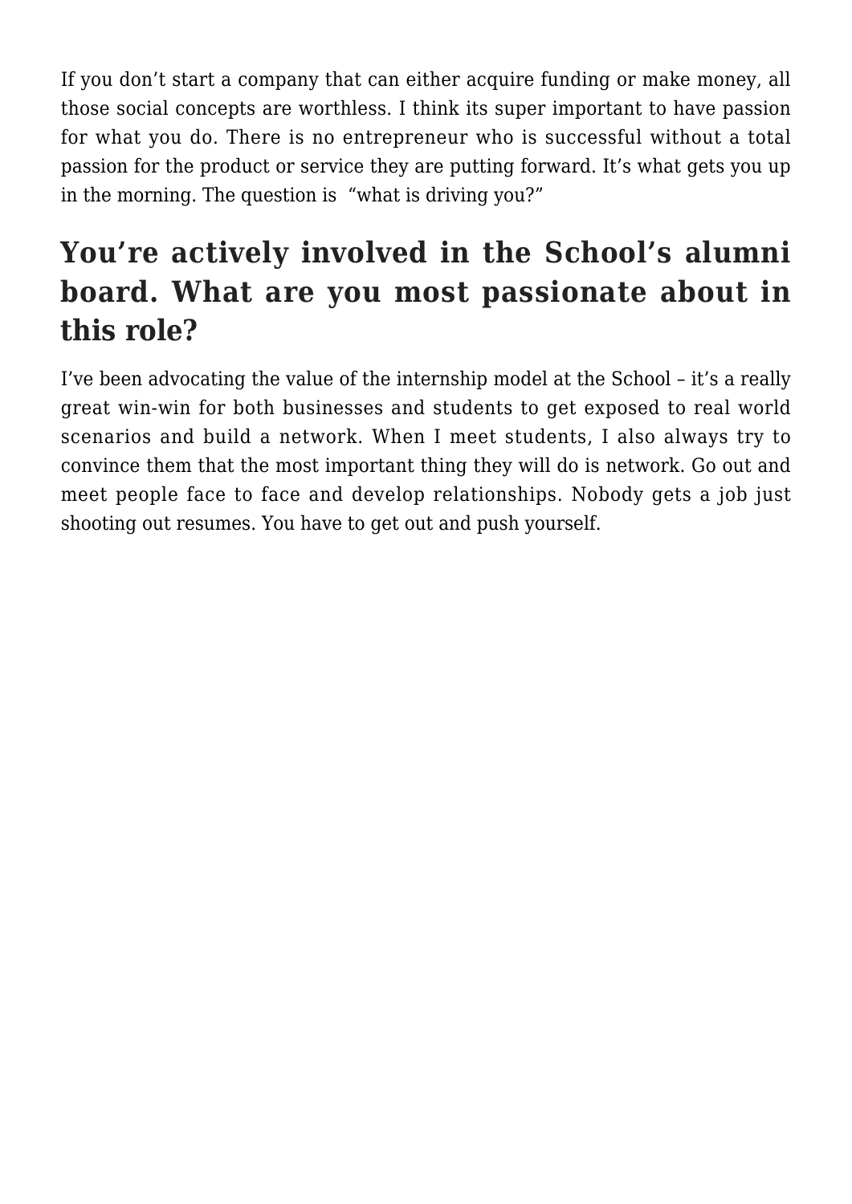If you don't start a company that can either acquire funding or make money, all those social concepts are worthless. I think its super important to have passion for what you do. There is no entrepreneur who is successful without a total passion for the product or service they are putting forward. It's what gets you up in the morning. The question is "what is driving you?"

## You're actively involved in the School's alumni board. What are you most passionate about in this role?

I've been advocating the value of the internship model at the School – it's a really great win-win for both businesses and students to get exposed to real world scenarios and build a network. When I meet students, I also always try to convince them that the most important thing they will do is network. Go out and meet people face to face and develop relationships. Nobody gets a job just shooting out resumes. You have to get out and push yourself.